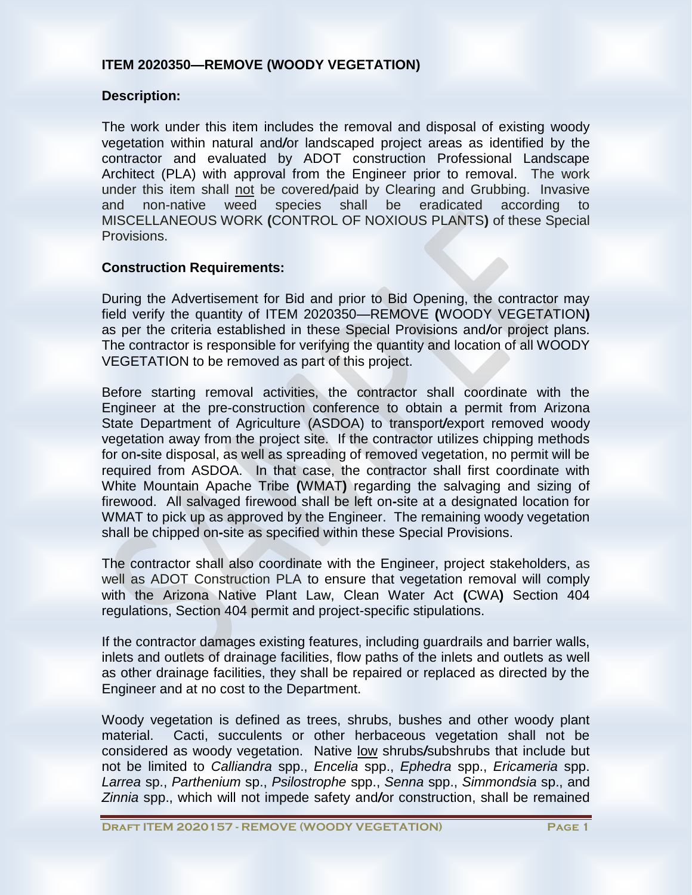### ITEM 2020350—REMOVE (WOODY VEGETATION)

**Description:**

The work under this item includes the removal and disposal of existing woody vegetation within natural and/or landscaped project areas as identified by the contractor and evaluated by ADOT construction Professional Landscape Architect (PLA) with approval from the Engineer prior to removal. The work under this item shall not be covered/paid by Clearing and Grubbing. Invasive and non-native weed species shall be eradicated according to MISCELLANEOUS WORK (CONTROL OF NOXIOUS PLANTS) of these Special Provisions.

**Construction Requirements:**

During the Advertisement for Bid and prior to Bid Opening, the contractor may field verify the quantity of ITEM 2020350—REMOVE (WOODY VEGETATION) as per the criteria established in these Special Provisions and/or project plans. The contractor is responsible for verifying the quantity and location of all WOODY VEGETATION to be removed as part of this project.

Before starting removal activities, the contractor shall coordinate with the Engineer at the pre-construction conference to obtain a permit from Arizona State Department of Agriculture (ASDOA) to transport/export removed woody vegetation away from the project site. If the contractor utilizes chipping methods for on-site disposal, as well as spreading of removed vegetation, no permit will be required from ASDOA. In that case, the contractor shall first coordinate with White Mountain Apache Tribe (WMAT) regarding the salvaging and sizing of firewood. All salvaged firewood shall be left on-site at a designated location for WMAT to pick up as approved by the Engineer. The remaining woody vegetation shall be chipped on-site as specified within these Special Provisions.

The contractor shall also coordinate with the Engineer, project stakeholders, as well as ADOT Construction PLA to ensure that vegetation removal will comply with the Arizona Native Plant Law, Clean Water Act (CWA) Section 404 regulations, Section 404 permit and project-specific stipulations.

If the contractor damages existing features, including guardrails and barrier walls, inlets and outlets of drainage facilities, flow paths of the inlets and outlets as well as other drainage facilities, they shall be repaired or replaced as directed by the Engineer and at no cost to the Department.

Woody vegetation is defined as trees, shrubs, bushes and other woody plant material. Cacti, succulents or other herbaceous vegetation shall not be considered as woody vegetation. Native low shrubs/subshrubs that include but not be limited to *Calliandra* spp., *Encelia* spp., *Ephedra* spp., *Ericameria* spp. *Larrea* sp., *Parthenium* sp., *Psilostrophe* spp., *Senna* spp., *Simmondsia* sp., and *Zinnia* spp., which will not impede safety and/or construction, shall be remained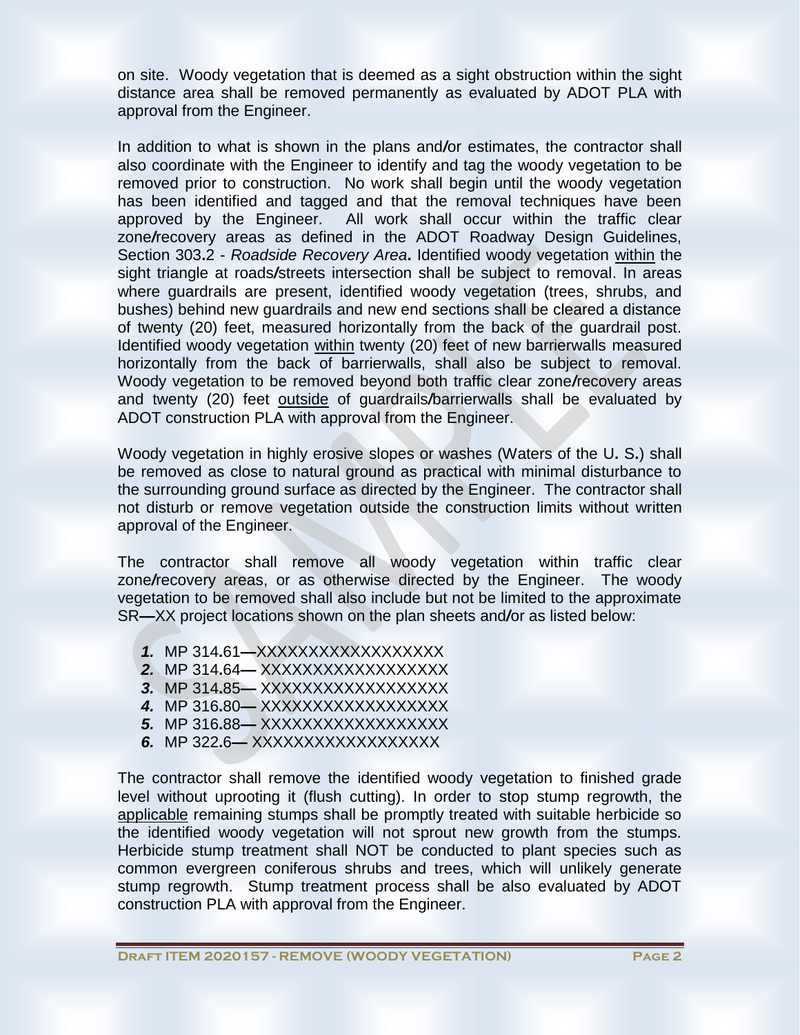on site. Woody vegetation that is deemed as a sight obstruction within the sight distance area shall be removed permanently as evaluated by ADOT PLA with approval from the Engineer.

In addition to what is shown in the plans and/or estimates, the contractor shall also coordinate with the Engineer to identify and tag the woody vegetation to be removed prior to construction. No work shall begin until the woody vegetation has been identified and tagged and that the removal techniques have been approved by the Engineer. All work shall occur within the traffic clear zone/recovery areas as defined in the ADOT Roadway Design Guidelines, Section 303.2 - *Roadside Recovery Area*. Identified woody vegetation within the sight triangle at roads/streets intersection shall be subject to removal. In areas where guardrails are present, identified woody vegetation (trees, shrubs, and bushes) behind new guardrails and new end sections shall be cleared a distance of twenty (20) feet, measured horizontally from the back of the guardrail post. Identified woody vegetation within twenty (20) feet of new barrierwalls measured horizontally from the back of barrierwalls, shall also be subject to removal. Woody vegetation to be removed beyond both traffic clear zone/recovery areas and twenty (20) feet outside of guardrails/barrierwalls shall be evaluated by ADOT construction PLA with approval from the Engineer.

Woody vegetation in highly erosive slopes or washes (Waters of the U. S.) shall be removed as close to natural ground as practical with minimal disturbance to the surrounding ground surface as directed by the Engineer. The contractor shall not disturb or remove vegetation outside the construction limits without written approval of the Engineer.

The contractor shall remove all woody vegetation within traffic clear zone/recovery areas, or as otherwise directed by the Engineer. The woody vegetation to be removed shall also include but not be limited to the approximate SR—XX project locations shown on the plan sheets and/or as listed below:

1. MP 314.61—XXXXXXXXXXXXXXXXXX
2. MP 314.64— XXXXXXXXXXXXXXXXXX
3. MP 314.85— XXXXXXXXXXXXXXXXXX
4. MP 316.80— XXXXXXXXXXXXXXXXXX
5. MP 316.88— XXXXXXXXXXXXXXXXXX
6. MP 322.6— XXXXXXXXXXXXXXXXXX

The contractor shall remove the identified woody vegetation to finished grade level without uprooting it (flush cutting). In order to stop stump regrowth, the applicable remaining stumps shall be promptly treated with suitable herbicide so the identified woody vegetation will not sprout new growth from the stumps. Herbicide stump treatment shall NOT be conducted to plant species such as common evergreen coniferous shrubs and trees, which will unlikely generate stump regrowth. Stump treatment process shall be also evaluated by ADOT construction PLA with approval from the Engineer.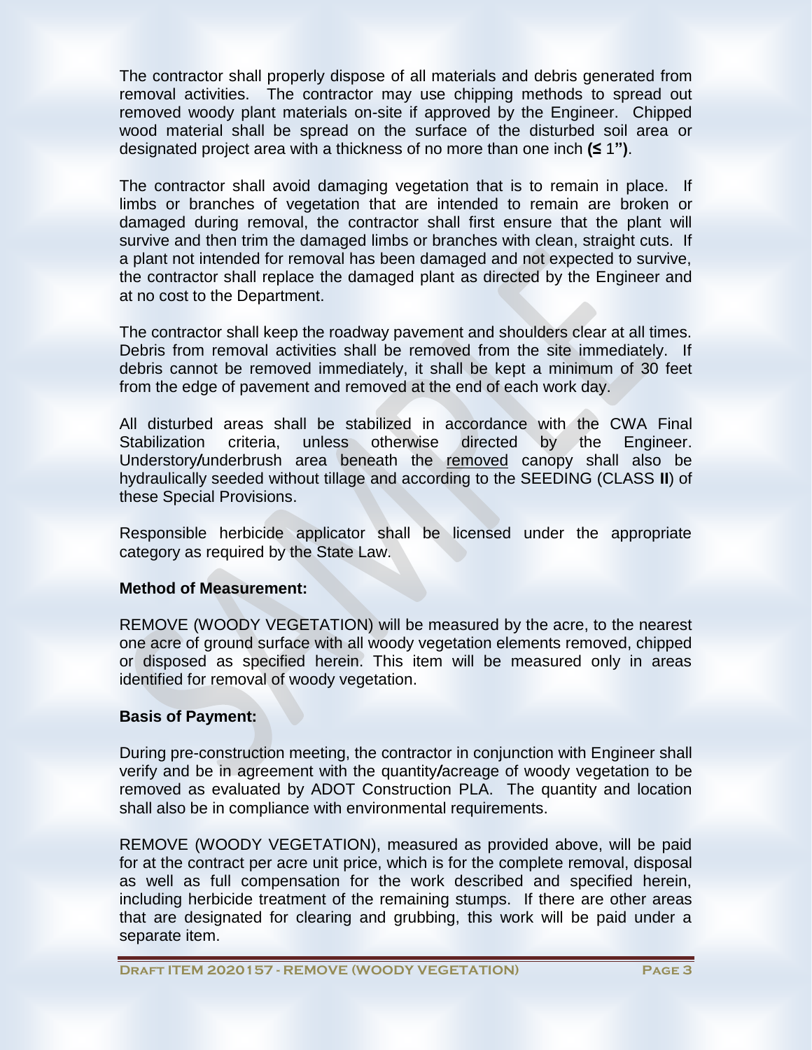The contractor shall properly dispose of all materials and debris generated from removal activities. The contractor may use chipping methods to spread out removed woody plant materials on-site if approved by the Engineer. Chipped wood material shall be spread on the surface of the disturbed soil area or designated project area with a thickness of no more than one inch **(≤** 1**")**.

The contractor shall avoid damaging vegetation that is to remain in place. If limbs or branches of vegetation that are intended to remain are broken or damaged during removal, the contractor shall first ensure that the plant will survive and then trim the damaged limbs or branches with clean, straight cuts. If a plant not intended for removal has been damaged and not expected to survive, the contractor shall replace the damaged plant as directed by the Engineer and at no cost to the Department.

The contractor shall keep the roadway pavement and shoulders clear at all times. Debris from removal activities shall be removed from the site immediately. If debris cannot be removed immediately, it shall be kept a minimum of 30 feet from the edge of pavement and removed at the end of each work day.

All disturbed areas shall be stabilized in accordance with the CWA Final Stabilization criteria, unless otherwise directed by the Engineer. Understory/underbrush area beneath the removed canopy shall also be hydraulically seeded without tillage and according to the SEEDING (CLASS **II**) of these Special Provisions.

Responsible herbicide applicator shall be licensed under the appropriate category as required by the State Law.

**Method of Measurement:**

REMOVE (WOODY VEGETATION) will be measured by the acre, to the nearest one acre of ground surface with all woody vegetation elements removed, chipped or disposed as specified herein. This item will be measured only in areas identified for removal of woody vegetation.

**Basis of Payment:**

During pre-construction meeting, the contractor in conjunction with Engineer shall verify and be in agreement with the quantity/acreage of woody vegetation to be removed as evaluated by ADOT Construction PLA. The quantity and location shall also be in compliance with environmental requirements.

REMOVE (WOODY VEGETATION), measured as provided above, will be paid for at the contract per acre unit price, which is for the complete removal, disposal as well as full compensation for the work described and specified herein, including herbicide treatment of the remaining stumps. If there are other areas that are designated for clearing and grubbing, this work will be paid under a separate item.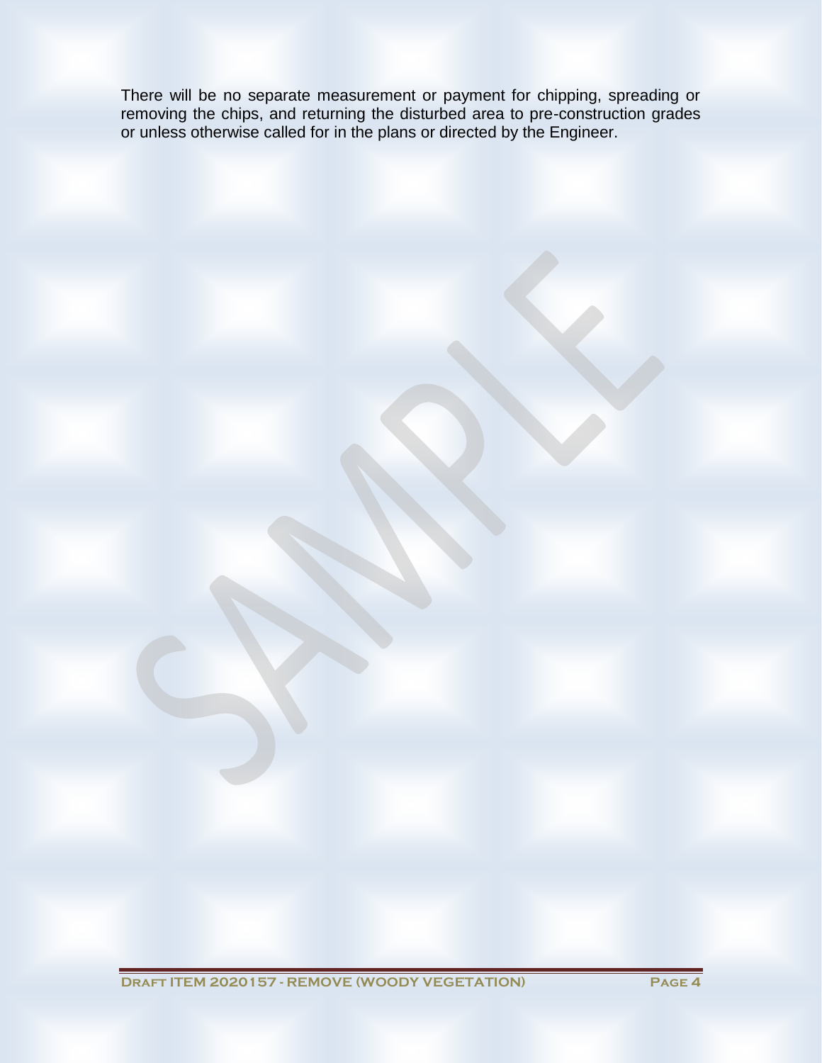There will be no separate measurement or payment for chipping, spreading or removing the chips, and returning the disturbed area to pre-construction grades or unless otherwise called for in the plans or directed by the Engineer.